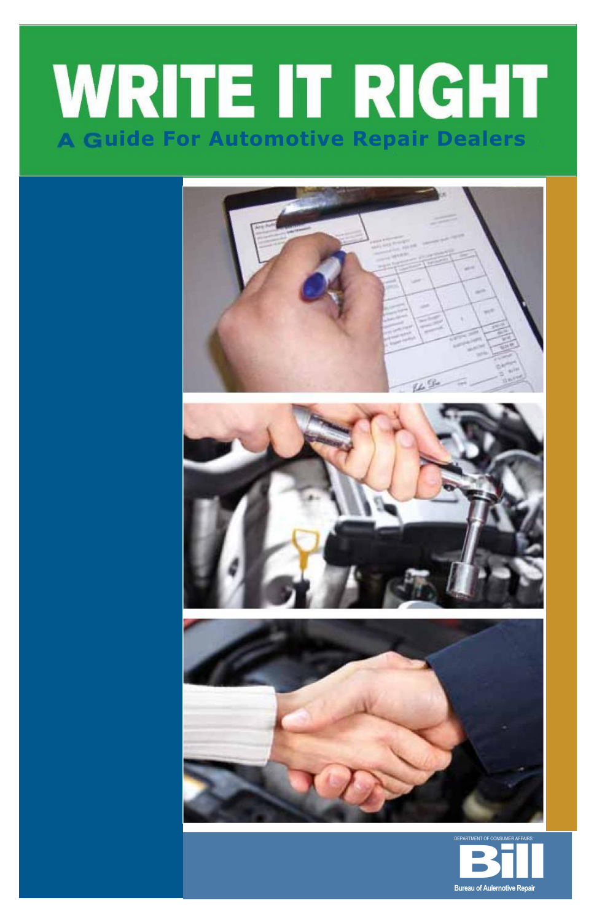# WRITE IT RIGHT

## A Guide For Automotive Repair Dealers

DEPARTMENT OF CONSUMER AFFAIRS

Bureau of Automotive Repair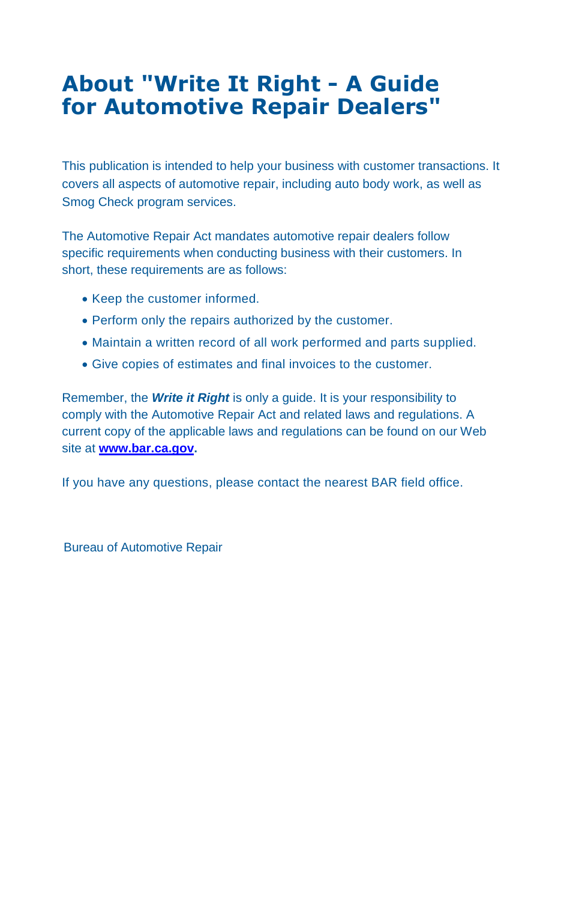# About "Write It Right - A Guide for Automotive Repair Dealers"

This publication is intended to help your business with customer transactions. It covers all aspects of automotive repair, including auto body work, as well as Smog Check program services.

The Automotive Repair Act mandates automotive repair dealers follow specific requirements when conducting business with their customers. In short, these requirements are as follows:

- Keep the customer informed.
- Perform only the repairs authorized by the customer.
- Maintain a written record of all work performed and parts supplied.
- Give copies of estimates and final invoices to the customer.

Remember, the ***Write it Right*** is only a guide. It is your responsibility to comply with the Automotive Repair Act and related laws and regulations. A current copy of the applicable laws and regulations can be found on our Web site at **www.bar.ca.gov.**

If you have any questions, please contact the nearest BAR field office.

Bureau of Automotive Repair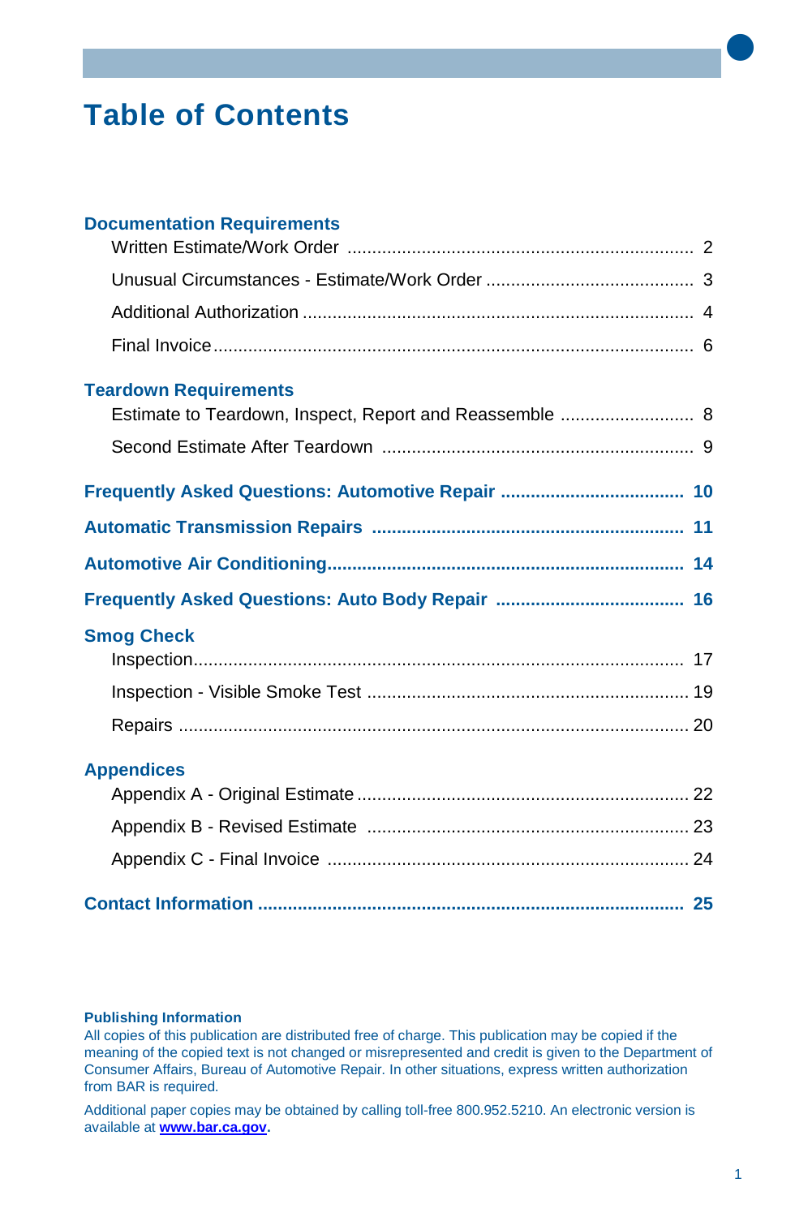# Table of Contents

**Documentation Requirements**

- Written Estimate/Work Order ........ 2
- Unusual Circumstances - Estimate/Work Order ........ 3
- Additional Authorization ........ 4
- Final Invoice ........ 6

**Teardown Requirements**

- Estimate to Teardown, Inspect, Report and Reassemble ........ 8
- Second Estimate After Teardown ........ 9

**Frequently Asked Questions: Automotive Repair ........ 10**

**Automatic Transmission Repairs ........ 11**

**Automotive Air Conditioning ........ 14**

**Frequently Asked Questions: Auto Body Repair ........ 16**

**Smog Check**

- Inspection ........ 17
- Inspection - Visible Smoke Test ........ 19
- Repairs ........ 20

**Appendices**

- Appendix A - Original Estimate ........ 22
- Appendix B - Revised Estimate ........ 23
- Appendix C - Final Invoice ........ 24

**Contact Information ........ 25**

**Publishing Information**

All copies of this publication are distributed free of charge. This publication may be copied if the meaning of the copied text is not changed or misrepresented and credit is given to the Department of Consumer Affairs, Bureau of Automotive Repair. In other situations, express written authorization from BAR is required.

Additional paper copies may be obtained by calling toll-free 800.952.5210. An electronic version is available at **www.bar.ca.gov**.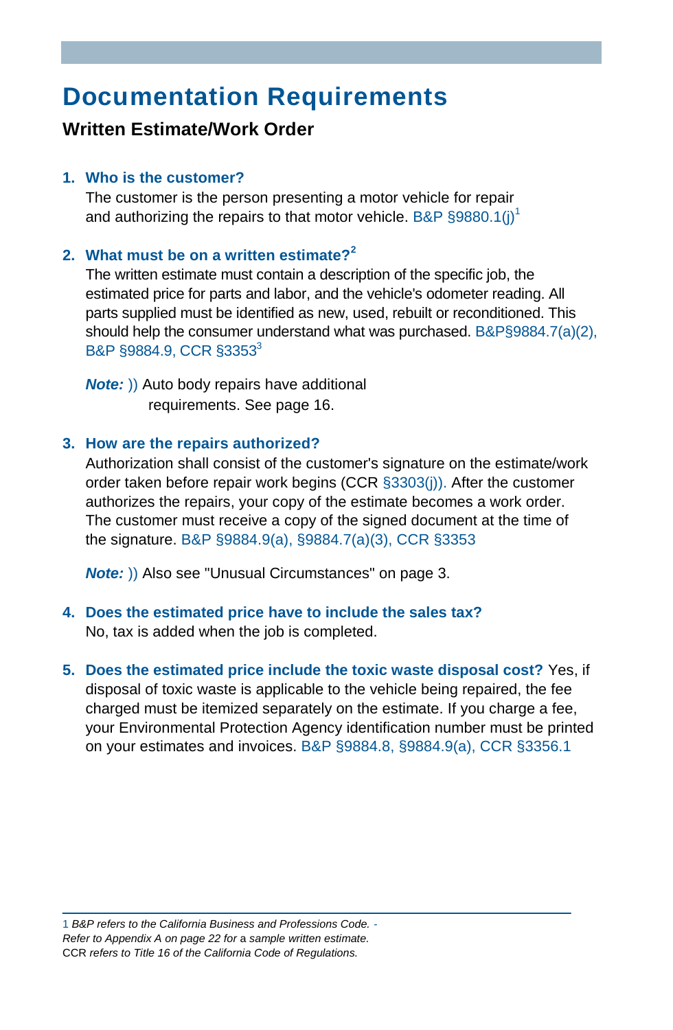# Documentation Requirements

## Written Estimate/Work Order

1. **Who is the customer?**
   The customer is the person presenting a motor vehicle for repair and authorizing the repairs to that motor vehicle. B&P §9880.1(j)[1]

2. **What must be on a written estimate?[2]**
   The written estimate must contain a description of the specific job, the estimated price for parts and labor, and the vehicle's odometer reading. All parts supplied must be identified as new, used, rebuilt or reconditioned. This should help the consumer understand what was purchased. B&P§9884.7(a)(2), B&P §9884.9, CCR §3353[3]

   ***Note:*** )) Auto body repairs have additional requirements. See page 16.

3. **How are the repairs authorized?**
   Authorization shall consist of the customer's signature on the estimate/work order taken before repair work begins (CCR §3303(j)). After the customer authorizes the repairs, your copy of the estimate becomes a work order. The customer must receive a copy of the signed document at the time of the signature. B&P §9884.9(a), §9884.7(a)(3), CCR §3353

   ***Note:*** )) Also see "Unusual Circumstances" on page 3.

4. **Does the estimated price have to include the sales tax?**
   No, tax is added when the job is completed.

5. **Does the estimated price include the toxic waste disposal cost?** Yes, if disposal of toxic waste is applicable to the vehicle being repaired, the fee charged must be itemized separately on the estimate. If you charge a fee, your Environmental Protection Agency identification number must be printed on your estimates and invoices. B&P §9884.8, §9884.9(a), CCR §3356.1

---

1 *B&P refers to the California Business and Professions Code. -*
*Refer to Appendix A on page 22 for* a *sample written estimate.*
CCR *refers to Title 16 of the California Code of Regulations.*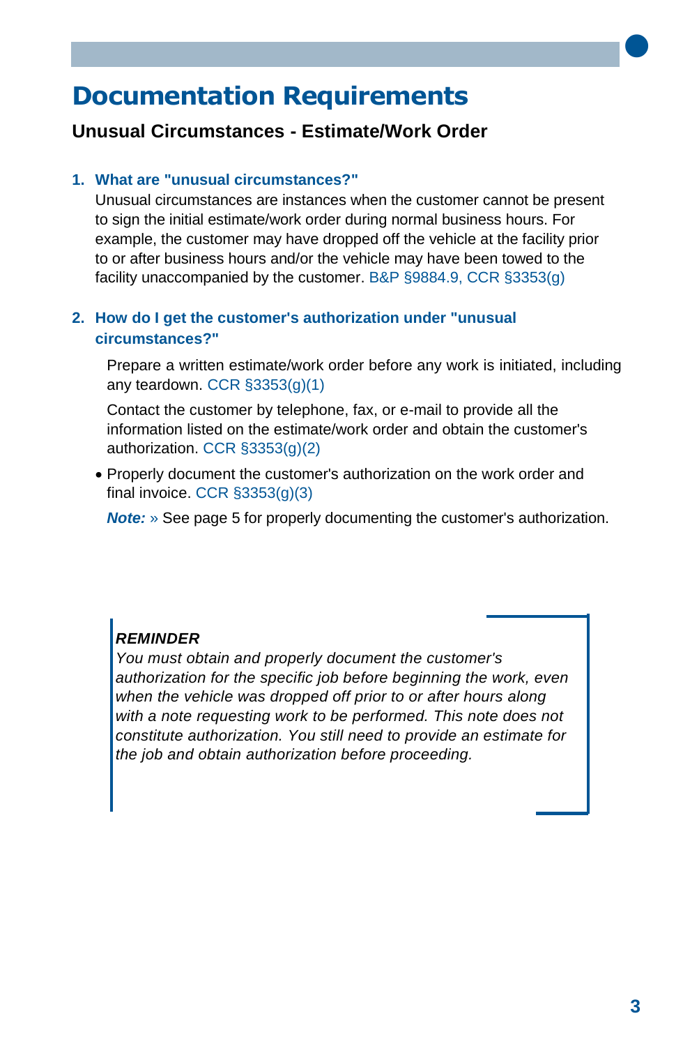# Documentation Requirements

## Unusual Circumstances - Estimate/Work Order

### 1. What are "unusual circumstances?"

Unusual circumstances are instances when the customer cannot be present to sign the initial estimate/work order during normal business hours. For example, the customer may have dropped off the vehicle at the facility prior to or after business hours and/or the vehicle may have been towed to the facility unaccompanied by the customer. B&P §9884.9, CCR §3353(g)

### 2. How do I get the customer's authorization under "unusual circumstances?"

- Prepare a written estimate/work order before any work is initiated, including any teardown. CCR §3353(g)(1)
- Contact the customer by telephone, fax, or e-mail to provide all the information listed on the estimate/work order and obtain the customer's authorization. CCR §3353(g)(2)
- Properly document the customer's authorization on the work order and final invoice. CCR §3353(g)(3)

***Note:*** » See page 5 for properly documenting the customer's authorization.

> ***REMINDER***
> *You must obtain and properly document the customer's authorization for the specific job before beginning the work, even when the vehicle was dropped off prior to or after hours along with a note requesting work to be performed. This note does not constitute authorization. You still need to provide an estimate for the job and obtain authorization before proceeding.*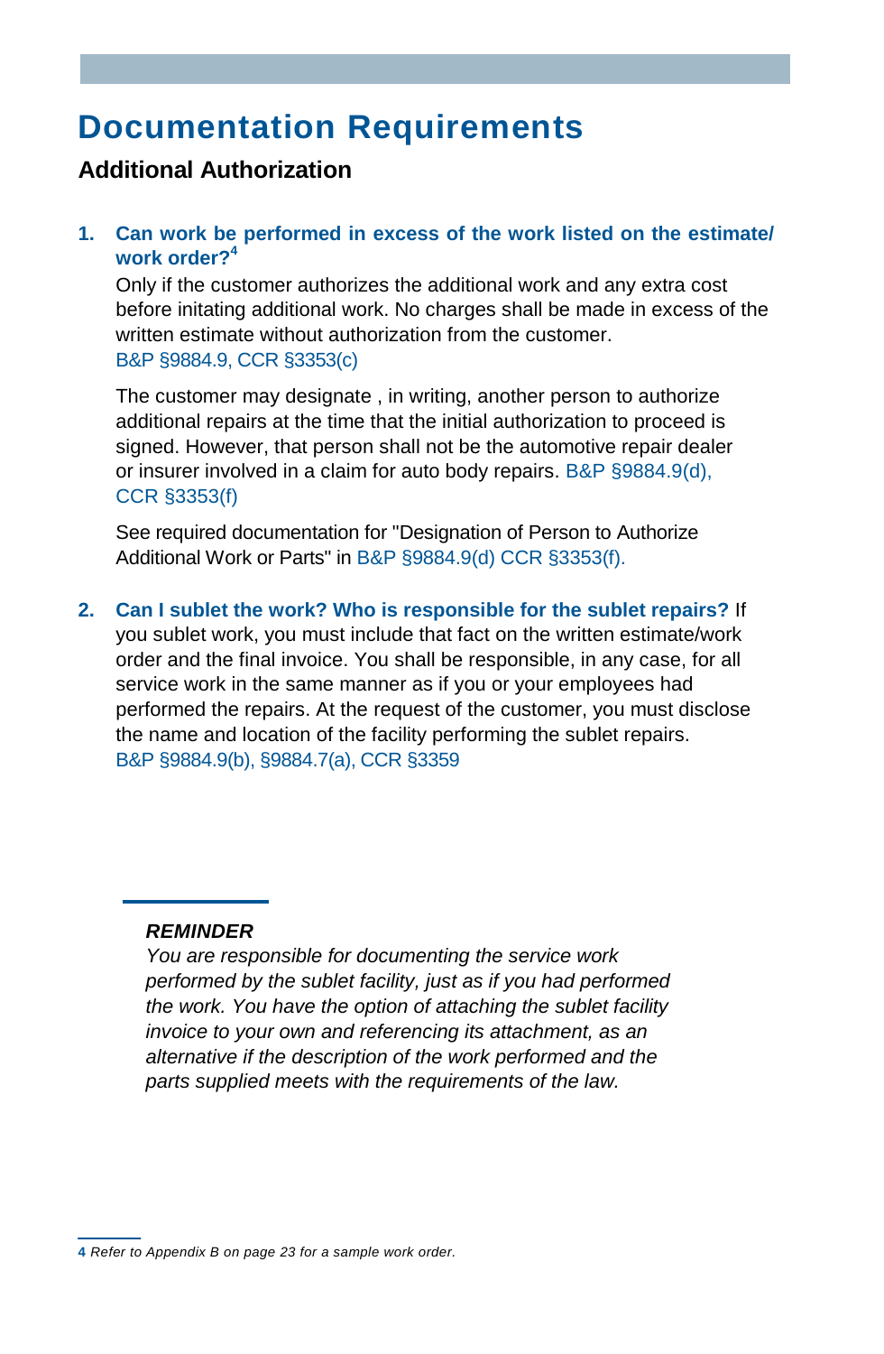# Documentation Requirements

## Additional Authorization

1. **Can work be performed in excess of the work listed on the estimate/ work order?**[4]

   Only if the customer authorizes the additional work and any extra cost before initating additional work. No charges shall be made in excess of the written estimate without authorization from the customer.
   B&P §9884.9, CCR §3353(c)

   The customer may designate , in writing, another person to authorize additional repairs at the time that the initial authorization to proceed is signed. However, that person shall not be the automotive repair dealer or insurer involved in a claim for auto body repairs. B&P §9884.9(d), CCR §3353(f)

   See required documentation for "Designation of Person to Authorize Additional Work or Parts" in B&P §9884.9(d) CCR §3353(f).

2. **Can I sublet the work? Who is responsible for the sublet repairs?** If you sublet work, you must include that fact on the written estimate/work order and the final invoice. You shall be responsible, in any case, for all service work in the same manner as if you or your employees had performed the repairs. At the request of the customer, you must disclose the name and location of the facility performing the sublet repairs.
   B&P §9884.9(b), §9884.7(a), CCR §3359

***REMINDER***
*You are responsible for documenting the service work performed by the sublet facility, just as if you had performed the work. You have the option of attaching the sublet facility invoice to your own and referencing its attachment, as an alternative if the description of the work performed and the parts supplied meets with the requirements of the law.*

4 *Refer to Appendix B on page 23 for a sample work order.*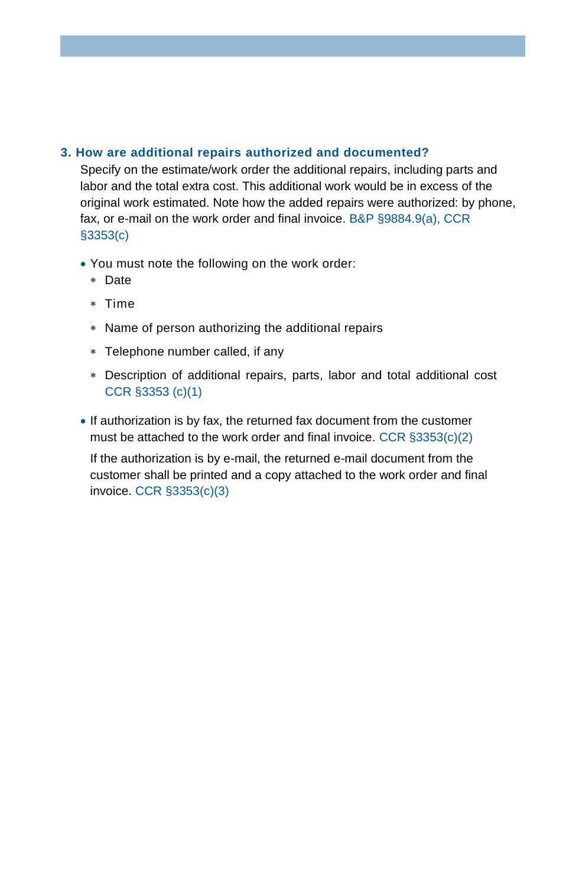### 3. How are additional repairs authorized and documented?

Specify on the estimate/work order the additional repairs, including parts and labor and the total extra cost. This additional work would be in excess of the original work estimated. Note how the added repairs were authorized: by phone, fax, or e-mail on the work order and final invoice. B&P §9884.9(a), CCR §3353(c)

- You must note the following on the work order:
  - Date
  - Time
  - Name of person authorizing the additional repairs
  - Telephone number called, if any
  - Description of additional repairs, parts, labor and total additional cost CCR §3353 (c)(1)

- If authorization is by fax, the returned fax document from the customer must be attached to the work order and final invoice. CCR §3353(c)(2)

  If the authorization is by e-mail, the returned e-mail document from the customer shall be printed and a copy attached to the work order and final invoice. CCR §3353(c)(3)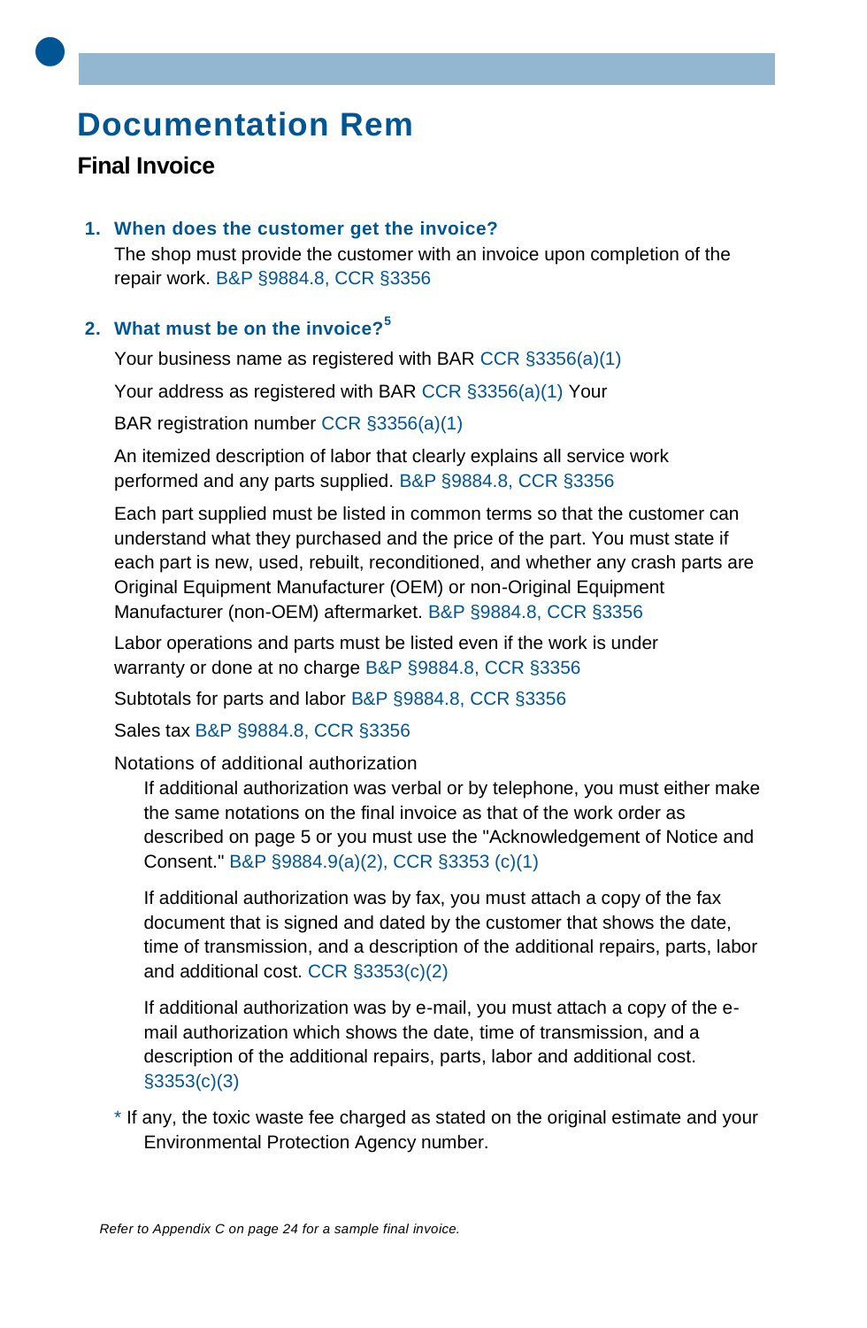# Documentation Rem

## Final Invoice

1. **When does the customer get the invoice?**

   The shop must provide the customer with an invoice upon completion of the repair work. B&P §9884.8, CCR §3356

2. **What must be on the invoice?**[5]

   Your business name as registered with BAR CCR §3356(a)(1)

   Your address as registered with BAR CCR §3356(a)(1) Your

   BAR registration number CCR §3356(a)(1)

   An itemized description of labor that clearly explains all service work performed and any parts supplied. B&P §9884.8, CCR §3356

   Each part supplied must be listed in common terms so that the customer can understand what they purchased and the price of the part. You must state if each part is new, used, rebuilt, reconditioned, and whether any crash parts are Original Equipment Manufacturer (OEM) or non-Original Equipment Manufacturer (non-OEM) aftermarket. B&P §9884.8, CCR §3356

   Labor operations and parts must be listed even if the work is under warranty or done at no charge B&P §9884.8, CCR §3356

   Subtotals for parts and labor B&P §9884.8, CCR §3356

   Sales tax B&P §9884.8, CCR §3356

   Notations of additional authorization

   If additional authorization was verbal or by telephone, you must either make the same notations on the final invoice as that of the work order as described on page 5 or you must use the "Acknowledgement of Notice and Consent." B&P §9884.9(a)(2), CCR §3353 (c)(1)

   If additional authorization was by fax, you must attach a copy of the fax document that is signed and dated by the customer that shows the date, time of transmission, and a description of the additional repairs, parts, labor and additional cost. CCR §3353(c)(2)

   If additional authorization was by e-mail, you must attach a copy of the e-mail authorization which shows the date, time of transmission, and a description of the additional repairs, parts, labor and additional cost. §3353(c)(3)

   * If any, the toxic waste fee charged as stated on the original estimate and your Environmental Protection Agency number.

*Refer to Appendix C on page 24 for a sample final invoice.*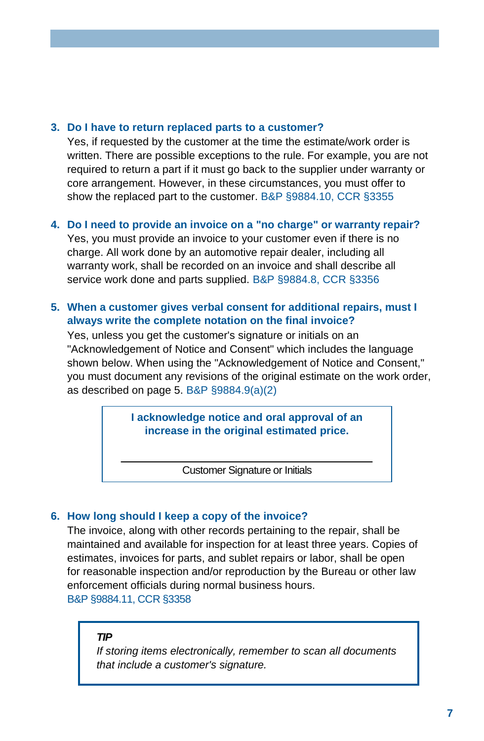3. **Do I have to return replaced parts to a customer?**

   Yes, if requested by the customer at the time the estimate/work order is written. There are possible exceptions to the rule. For example, you are not required to return a part if it must go back to the supplier under warranty or core arrangement. However, in these circumstances, you must offer to show the replaced part to the customer. B&P §9884.10, CCR §3355

4. **Do I need to provide an invoice on a "no charge" or warranty repair?**

   Yes, you must provide an invoice to your customer even if there is no charge. All work done by an automotive repair dealer, including all warranty work, shall be recorded on an invoice and shall describe all service work done and parts supplied. B&P §9884.8, CCR §3356

5. **When a customer gives verbal consent for additional repairs, must I always write the complete notation on the final invoice?**

   Yes, unless you get the customer's signature or initials on an "Acknowledgement of Notice and Consent" which includes the language shown below. When using the "Acknowledgement of Notice and Consent," you must document any revisions of the original estimate on the work order, as described on page 5. B&P §9884.9(a)(2)

   > **I acknowledge notice and oral approval of an increase in the original estimated price.**
   >
   > \_\_\_\_\_\_\_\_\_\_\_\_\_\_\_\_\_\_\_\_\_\_\_\_\_\_\_\_\_\_\_\_\_\_\_\_\_\_\_\_
   >
   > Customer Signature or Initials

6. **How long should I keep a copy of the invoice?**

   The invoice, along with other records pertaining to the repair, shall be maintained and available for inspection for at least three years. Copies of estimates, invoices for parts, and sublet repairs or labor, shall be open for reasonable inspection and/or reproduction by the Bureau or other law enforcement officials during normal business hours.
   B&P §9884.11, CCR §3358

> ***TIP***
>
> *If storing items electronically, remember to scan all documents that include a customer's signature.*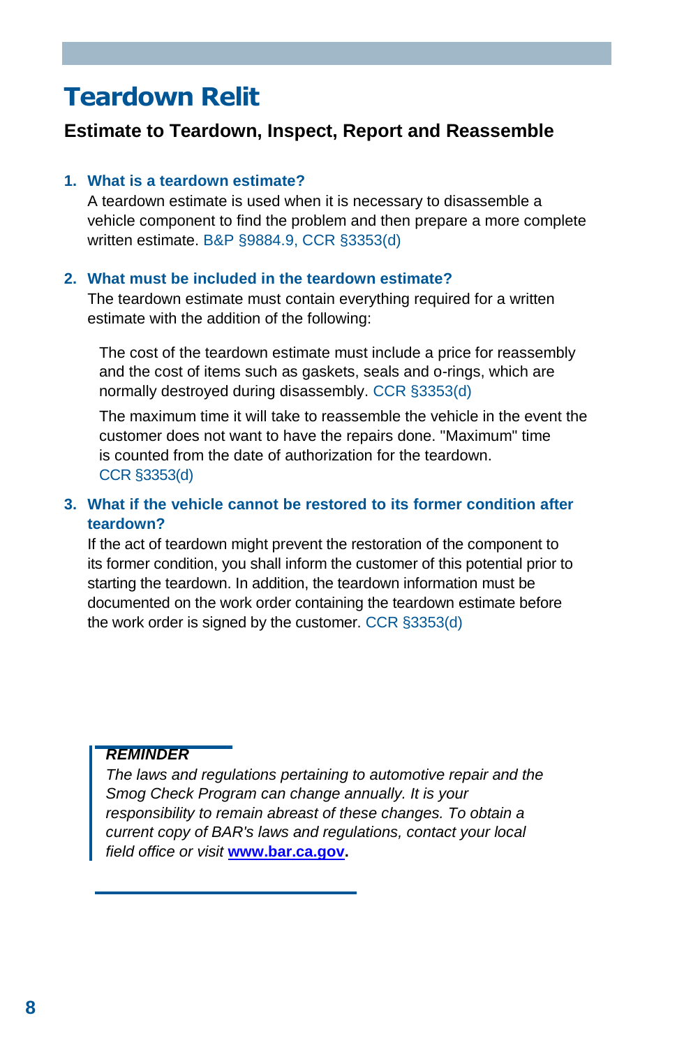# Teardown Relit

## Estimate to Teardown, Inspect, Report and Reassemble

1. **What is a teardown estimate?**

   A teardown estimate is used when it is necessary to disassemble a vehicle component to find the problem and then prepare a more complete written estimate. B&P §9884.9, CCR §3353(d)

2. **What must be included in the teardown estimate?**

   The teardown estimate must contain everything required for a written estimate with the addition of the following:

   The cost of the teardown estimate must include a price for reassembly and the cost of items such as gaskets, seals and o-rings, which are normally destroyed during disassembly. CCR §3353(d)

   The maximum time it will take to reassemble the vehicle in the event the customer does not want to have the repairs done. "Maximum" time is counted from the date of authorization for the teardown. CCR §3353(d)

3. **What if the vehicle cannot be restored to its former condition after teardown?**

   If the act of teardown might prevent the restoration of the component to its former condition, you shall inform the customer of this potential prior to starting the teardown. In addition, the teardown information must be documented on the work order containing the teardown estimate before the work order is signed by the customer. CCR §3353(d)

> ***REMINDER***
>
> *The laws and regulations pertaining to automotive repair and the Smog Check Program can change annually. It is your responsibility to remain abreast of these changes. To obtain a current copy of BAR's laws and regulations, contact your local field office or visit* **www.bar.ca.gov**.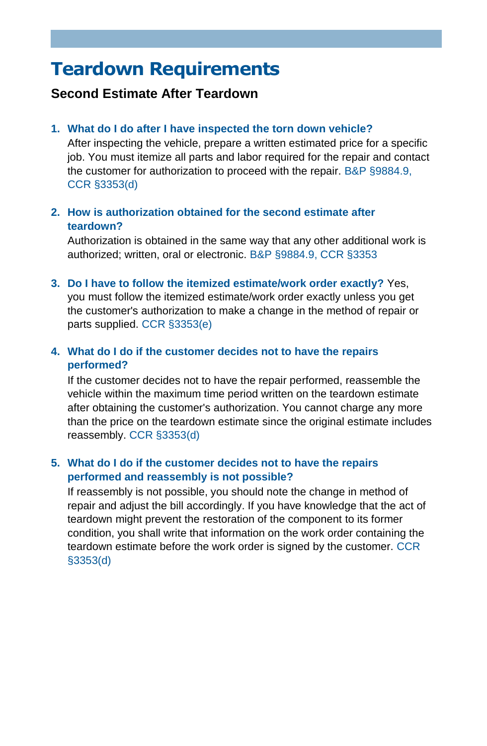# Teardown Requirements

## Second Estimate After Teardown

1. **What do I do after I have inspected the torn down vehicle?**
   After inspecting the vehicle, prepare a written estimated price for a specific job. You must itemize all parts and labor required for the repair and contact the customer for authorization to proceed with the repair. B&P §9884.9, CCR §3353(d)

2. **How is authorization obtained for the second estimate after teardown?**
   Authorization is obtained in the same way that any other additional work is authorized; written, oral or electronic. B&P §9884.9, CCR §3353

3. **Do I have to follow the itemized estimate/work order exactly?** Yes, you must follow the itemized estimate/work order exactly unless you get the customer's authorization to make a change in the method of repair or parts supplied. CCR §3353(e)

4. **What do I do if the customer decides not to have the repairs performed?**
   If the customer decides not to have the repair performed, reassemble the vehicle within the maximum time period written on the teardown estimate after obtaining the customer's authorization. You cannot charge any more than the price on the teardown estimate since the original estimate includes reassembly. CCR §3353(d)

5. **What do I do if the customer decides not to have the repairs performed and reassembly is not possible?**
   If reassembly is not possible, you should note the change in method of repair and adjust the bill accordingly. If you have knowledge that the act of teardown might prevent the restoration of the component to its former condition, you shall write that information on the work order containing the teardown estimate before the work order is signed by the customer. CCR §3353(d)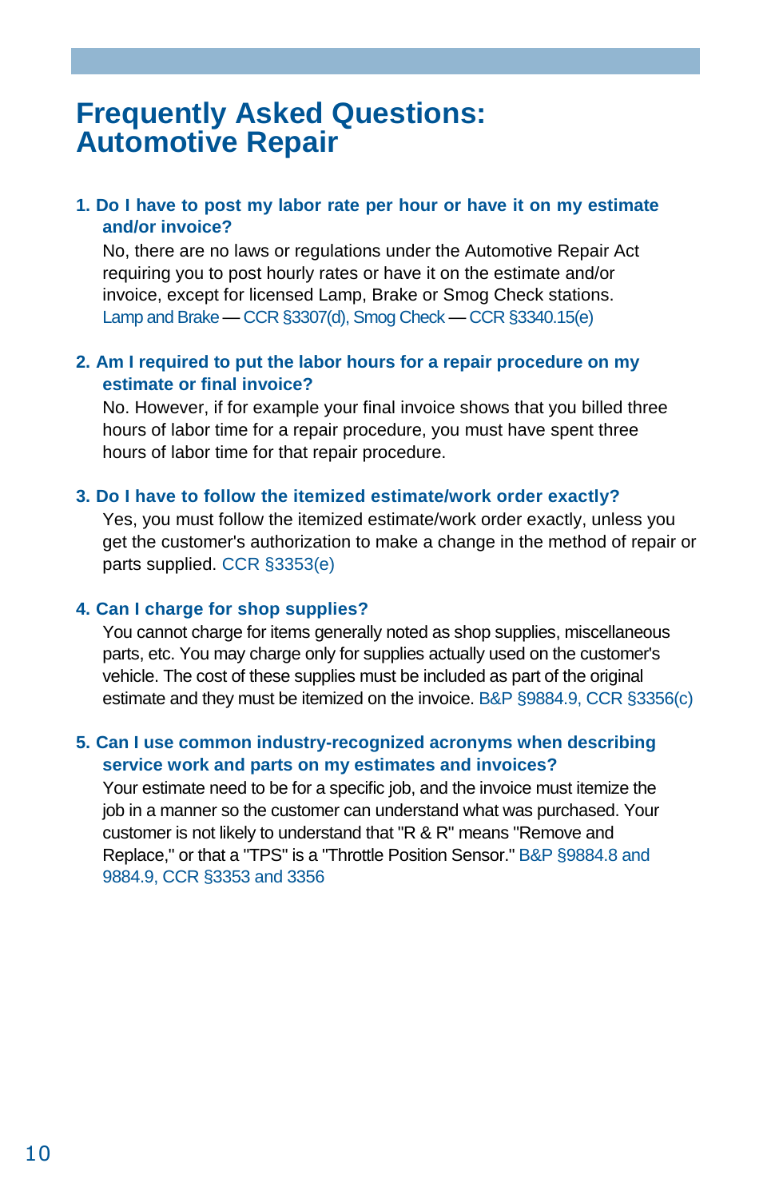# Frequently Asked Questions: Automotive Repair

**1. Do I have to post my labor rate per hour or have it on my estimate and/or invoice?**

No, there are no laws or regulations under the Automotive Repair Act requiring you to post hourly rates or have it on the estimate and/or invoice, except for licensed Lamp, Brake or Smog Check stations. Lamp and Brake — CCR §3307(d), Smog Check — CCR §3340.15(e)

**2. Am I required to put the labor hours for a repair procedure on my estimate or final invoice?**

No. However, if for example your final invoice shows that you billed three hours of labor time for a repair procedure, you must have spent three hours of labor time for that repair procedure.

**3. Do I have to follow the itemized estimate/work order exactly?**

Yes, you must follow the itemized estimate/work order exactly, unless you get the customer's authorization to make a change in the method of repair or parts supplied. CCR §3353(e)

**4. Can I charge for shop supplies?**

You cannot charge for items generally noted as shop supplies, miscellaneous parts, etc. You may charge only for supplies actually used on the customer's vehicle. The cost of these supplies must be included as part of the original estimate and they must be itemized on the invoice. B&P §9884.9, CCR §3356(c)

**5. Can I use common industry-recognized acronyms when describing service work and parts on my estimates and invoices?**

Your estimate need to be for a specific job, and the invoice must itemize the job in a manner so the customer can understand what was purchased. Your customer is not likely to understand that "R & R" means "Remove and Replace," or that a "TPS" is a "Throttle Position Sensor." B&P §9884.8 and 9884.9, CCR §3353 and 3356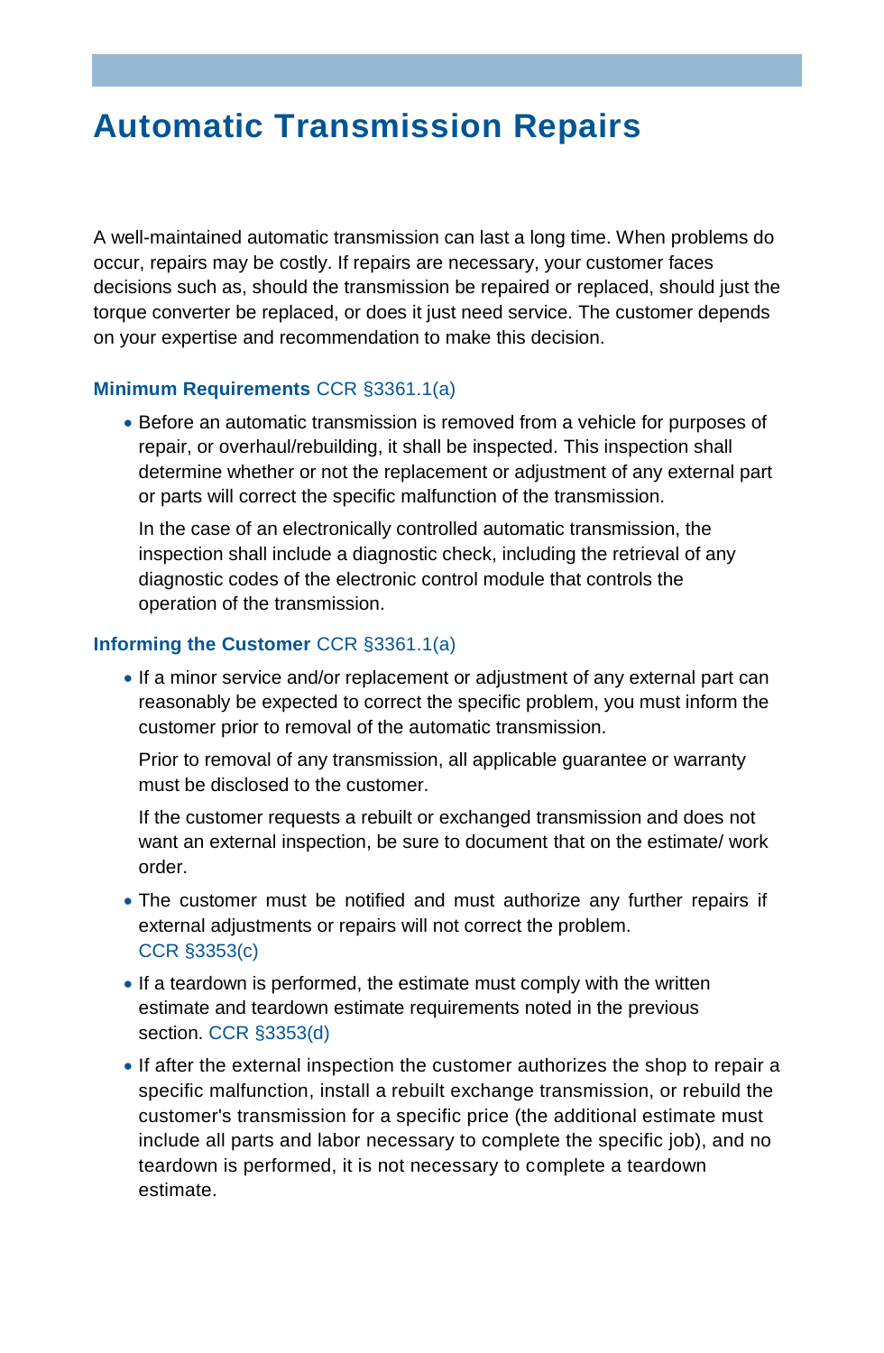# Automatic Transmission Repairs

A well-maintained automatic transmission can last a long time. When problems do occur, repairs may be costly. If repairs are necessary, your customer faces decisions such as, should the transmission be repaired or replaced, should just the torque converter be replaced, or does it just need service. The customer depends on your expertise and recommendation to make this decision.

### **Minimum Requirements** CCR §3361.1(a)

- Before an automatic transmission is removed from a vehicle for purposes of repair, or overhaul/rebuilding, it shall be inspected. This inspection shall determine whether or not the replacement or adjustment of any external part or parts will correct the specific malfunction of the transmission.

  In the case of an electronically controlled automatic transmission, the inspection shall include a diagnostic check, including the retrieval of any diagnostic codes of the electronic control module that controls the operation of the transmission.

### **Informing the Customer** CCR §3361.1(a)

- If a minor service and/or replacement or adjustment of any external part can reasonably be expected to correct the specific problem, you must inform the customer prior to removal of the automatic transmission.

  Prior to removal of any transmission, all applicable guarantee or warranty must be disclosed to the customer.

  If the customer requests a rebuilt or exchanged transmission and does not want an external inspection, be sure to document that on the estimate/ work order.
- The customer must be notified and must authorize any further repairs if external adjustments or repairs will not correct the problem. CCR §3353(c)
- If a teardown is performed, the estimate must comply with the written estimate and teardown estimate requirements noted in the previous section. CCR §3353(d)
- If after the external inspection the customer authorizes the shop to repair a specific malfunction, install a rebuilt exchange transmission, or rebuild the customer's transmission for a specific price (the additional estimate must include all parts and labor necessary to complete the specific job), and no teardown is performed, it is not necessary to complete a teardown estimate.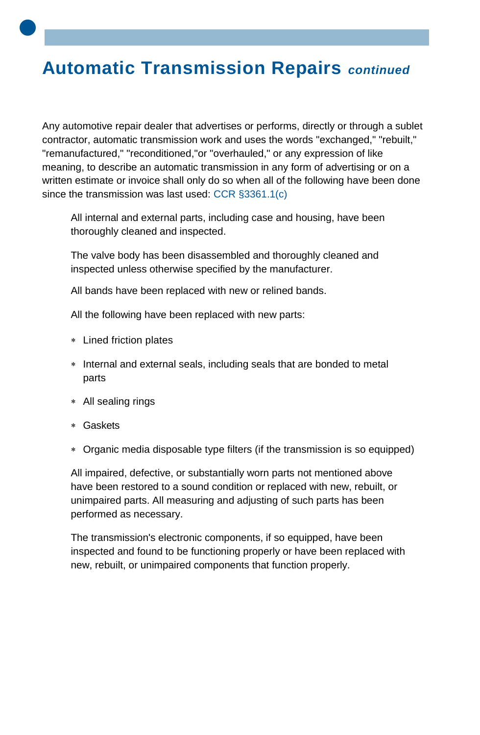# Automatic Transmission Repairs *continued*

Any automotive repair dealer that advertises or performs, directly or through a sublet contractor, automatic transmission work and uses the words "exchanged," "rebuilt," "remanufactured," "reconditioned,"or "overhauled," or any expression of like meaning, to describe an automatic transmission in any form of advertising or on a written estimate or invoice shall only do so when all of the following have been done since the transmission was last used: CCR §3361.1(c)

All internal and external parts, including case and housing, have been thoroughly cleaned and inspected.

The valve body has been disassembled and thoroughly cleaned and inspected unless otherwise specified by the manufacturer.

All bands have been replaced with new or relined bands.

All the following have been replaced with new parts:

- Lined friction plates
- Internal and external seals, including seals that are bonded to metal parts
- All sealing rings
- Gaskets
- Organic media disposable type filters (if the transmission is so equipped)

All impaired, defective, or substantially worn parts not mentioned above have been restored to a sound condition or replaced with new, rebuilt, or unimpaired parts. All measuring and adjusting of such parts has been performed as necessary.

The transmission's electronic components, if so equipped, have been inspected and found to be functioning properly or have been replaced with new, rebuilt, or unimpaired components that function properly.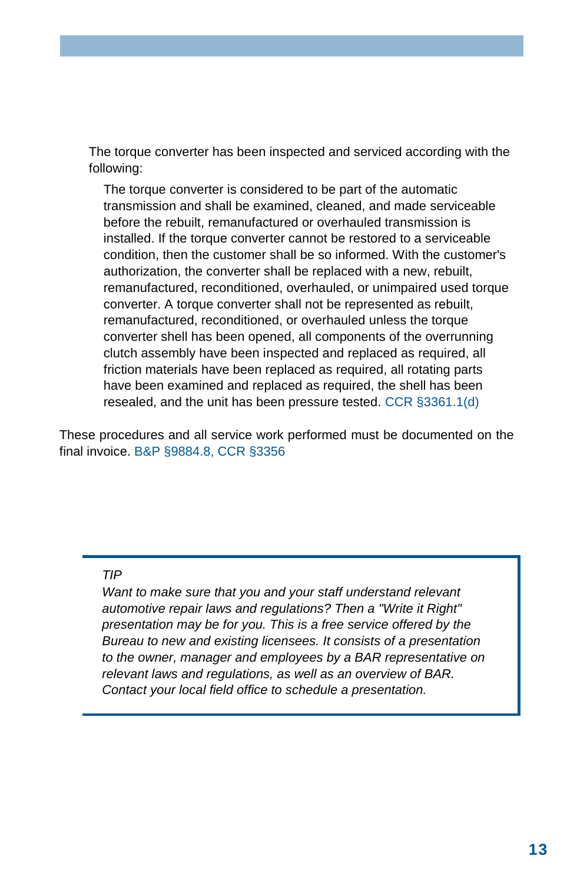The torque converter has been inspected and serviced according with the following:

> The torque converter is considered to be part of the automatic transmission and shall be examined, cleaned, and made serviceable before the rebuilt, remanufactured or overhauled transmission is installed. If the torque converter cannot be restored to a serviceable condition, then the customer shall be so informed. With the customer's authorization, the converter shall be replaced with a new, rebuilt, remanufactured, reconditioned, overhauled, or unimpaired used torque converter. A torque converter shall not be represented as rebuilt, remanufactured, reconditioned, or overhauled unless the torque converter shell has been opened, all components of the overrunning clutch assembly have been inspected and replaced as required, all friction materials have been replaced as required, all rotating parts have been examined and replaced as required, the shell has been resealed, and the unit has been pressure tested. CCR §3361.1(d)

These procedures and all service work performed must be documented on the final invoice. B&P §9884.8, CCR §3356

> *TIP*
>
> *Want to make sure that you and your staff understand relevant automotive repair laws and regulations? Then a "Write it Right" presentation may be for you. This is a free service offered by the Bureau to new and existing licensees. It consists of a presentation to the owner, manager and employees by a BAR representative on relevant laws and regulations, as well as an overview of BAR. Contact your local field office to schedule a presentation.*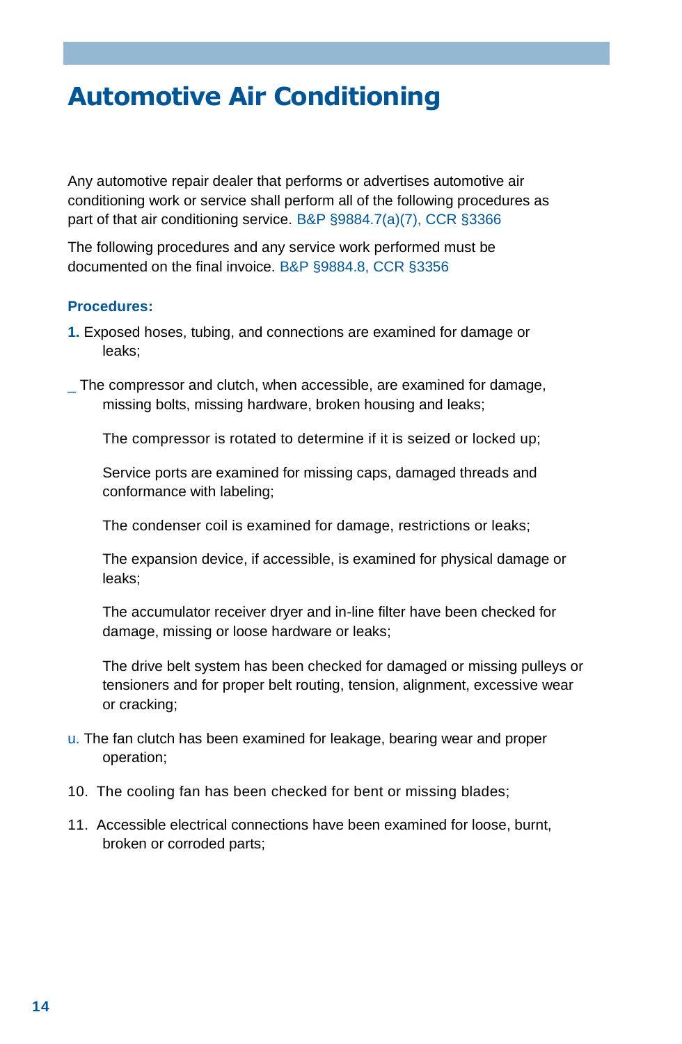# Automotive Air Conditioning

Any automotive repair dealer that performs or advertises automotive air conditioning work or service shall perform all of the following procedures as part of that air conditioning service. B&P §9884.7(a)(7), CCR §3366

The following procedures and any service work performed must be documented on the final invoice. B&P §9884.8, CCR §3356

**Procedures:**

1. Exposed hoses, tubing, and connections are examined for damage or leaks;

_ The compressor and clutch, when accessible, are examined for damage, missing bolts, missing hardware, broken housing and leaks;

The compressor is rotated to determine if it is seized or locked up;

Service ports are examined for missing caps, damaged threads and conformance with labeling;

The condenser coil is examined for damage, restrictions or leaks;

The expansion device, if accessible, is examined for physical damage or leaks;

The accumulator receiver dryer and in-line filter have been checked for damage, missing or loose hardware or leaks;

The drive belt system has been checked for damaged or missing pulleys or tensioners and for proper belt routing, tension, alignment, excessive wear or cracking;

u. The fan clutch has been examined for leakage, bearing wear and proper operation;

10. The cooling fan has been checked for bent or missing blades;

11. Accessible electrical connections have been examined for loose, burnt, broken or corroded parts;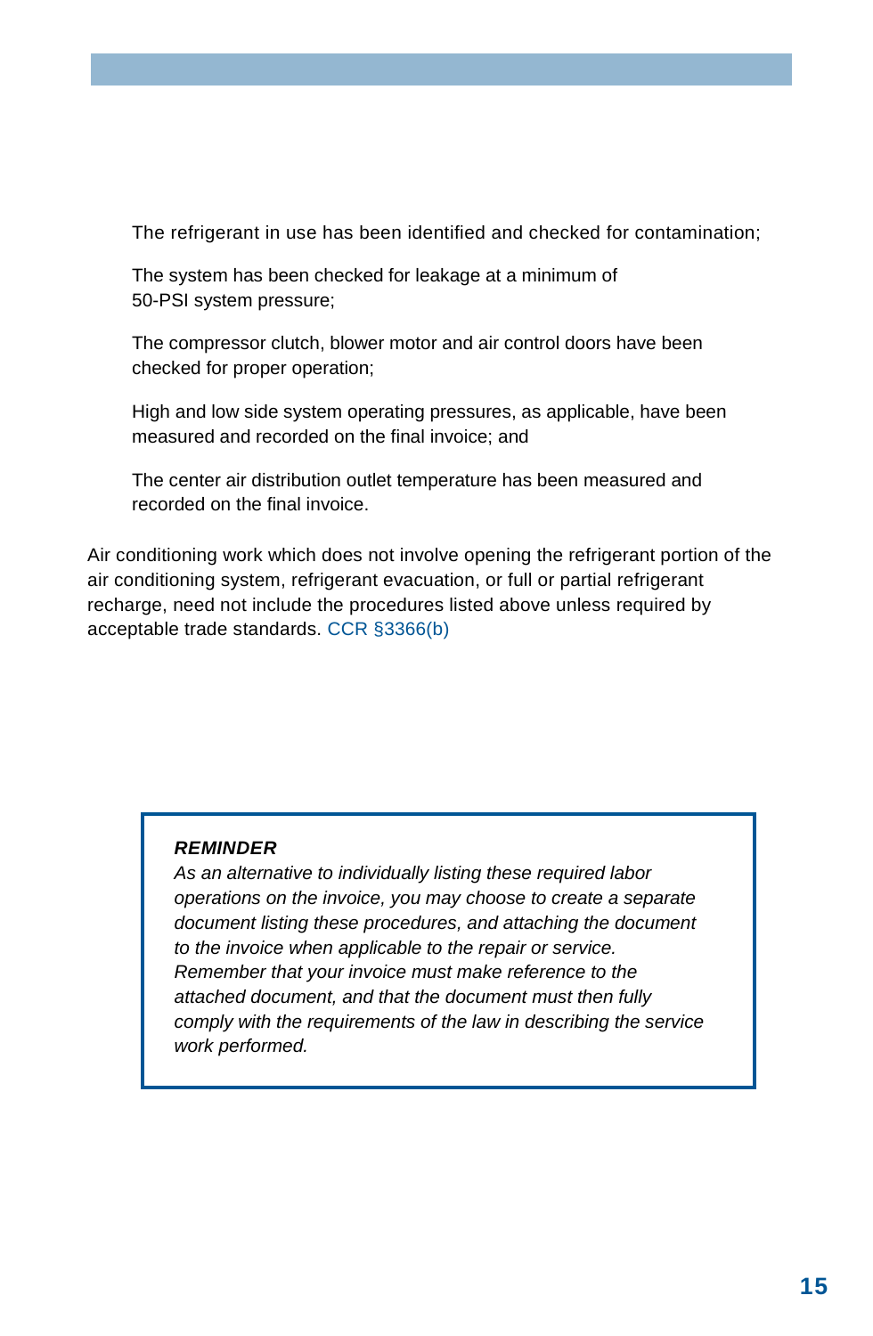The refrigerant in use has been identified and checked for contamination;

The system has been checked for leakage at a minimum of 50-PSI system pressure;

The compressor clutch, blower motor and air control doors have been checked for proper operation;

High and low side system operating pressures, as applicable, have been measured and recorded on the final invoice; and

The center air distribution outlet temperature has been measured and recorded on the final invoice.

Air conditioning work which does not involve opening the refrigerant portion of the air conditioning system, refrigerant evacuation, or full or partial refrigerant recharge, need not include the procedures listed above unless required by acceptable trade standards. CCR §3366(b)

> ***REMINDER***
> *As an alternative to individually listing these required labor operations on the invoice, you may choose to create a separate document listing these procedures, and attaching the document to the invoice when applicable to the repair or service. Remember that your invoice must make reference to the attached document, and that the document must then fully comply with the requirements of the law in describing the service work performed.*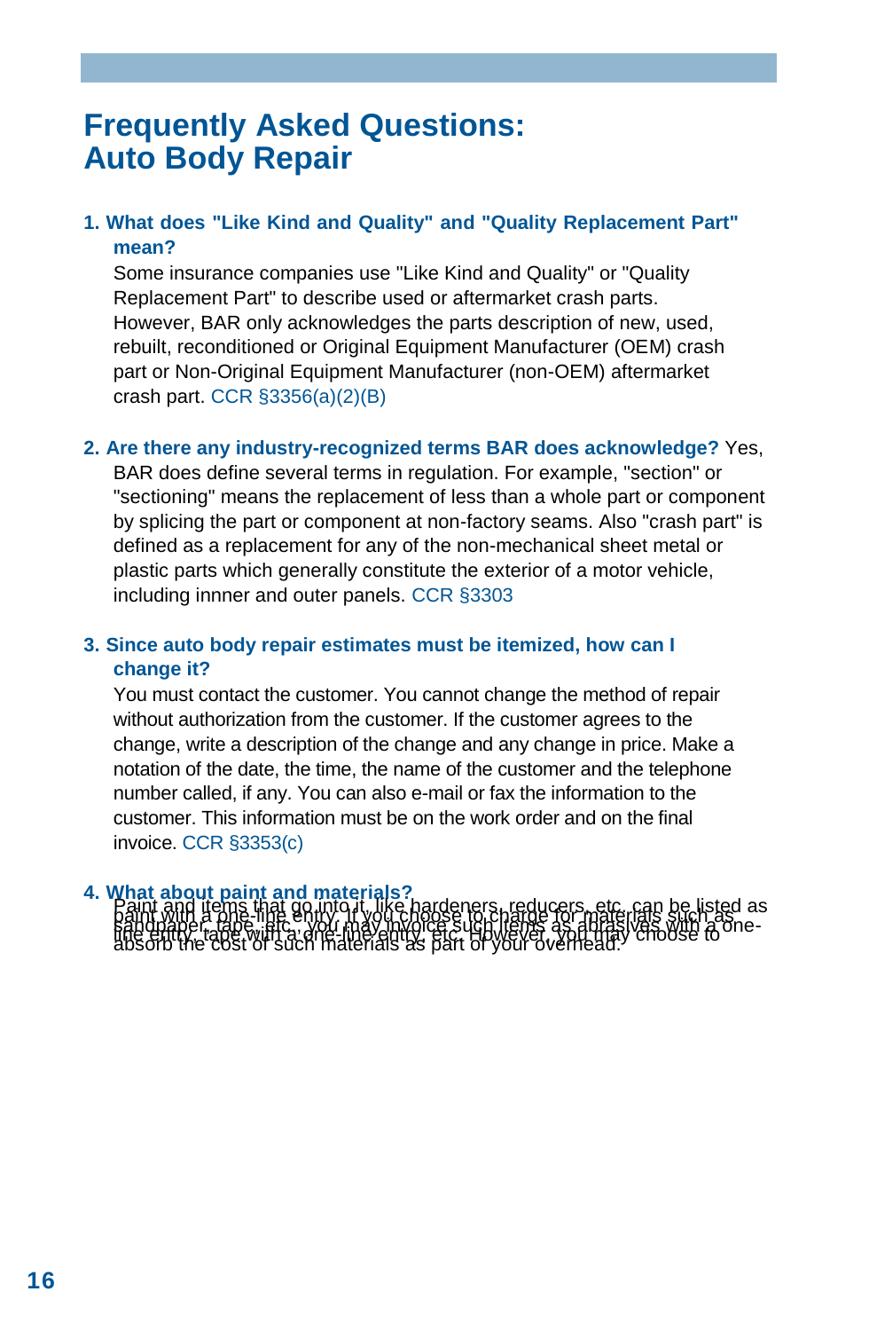# Frequently Asked Questions: Auto Body Repair

**1. What does "Like Kind and Quality" and "Quality Replacement Part" mean?**

Some insurance companies use "Like Kind and Quality" or "Quality Replacement Part" to describe used or aftermarket crash parts. However, BAR only acknowledges the parts description of new, used, rebuilt, reconditioned or Original Equipment Manufacturer (OEM) crash part or Non-Original Equipment Manufacturer (non-OEM) aftermarket crash part. CCR §3356(a)(2)(B)

**2. Are there any industry-recognized terms BAR does acknowledge?** Yes, BAR does define several terms in regulation. For example, "section" or "sectioning" means the replacement of less than a whole part or component by splicing the part or component at non-factory seams. Also "crash part" is defined as a replacement for any of the non-mechanical sheet metal or plastic parts which generally constitute the exterior of a motor vehicle, including innner and outer panels. CCR §3303

**3. Since auto body repair estimates must be itemized, how can I change it?**

You must contact the customer. You cannot change the method of repair without authorization from the customer. If the customer agrees to the change, write a description of the change and any change in price. Make a notation of the date, the time, the name of the customer and the telephone number called, if any. You can also e-mail or fax the information to the customer. This information must be on the work order and on the final invoice. CCR §3353(c)

**4. What about paint and materials?**

Paint and items that go into it, like hardeners, reducers, etc. can be listed as paint with a one-line entry. If you choose to charge for materials such as sandpaper, tape, etc., you may invoice such items as abrasives with a one-line entry, tape with a one-line entry, etc. However, you may choose to absorb the cost of such materials as part of your overhead.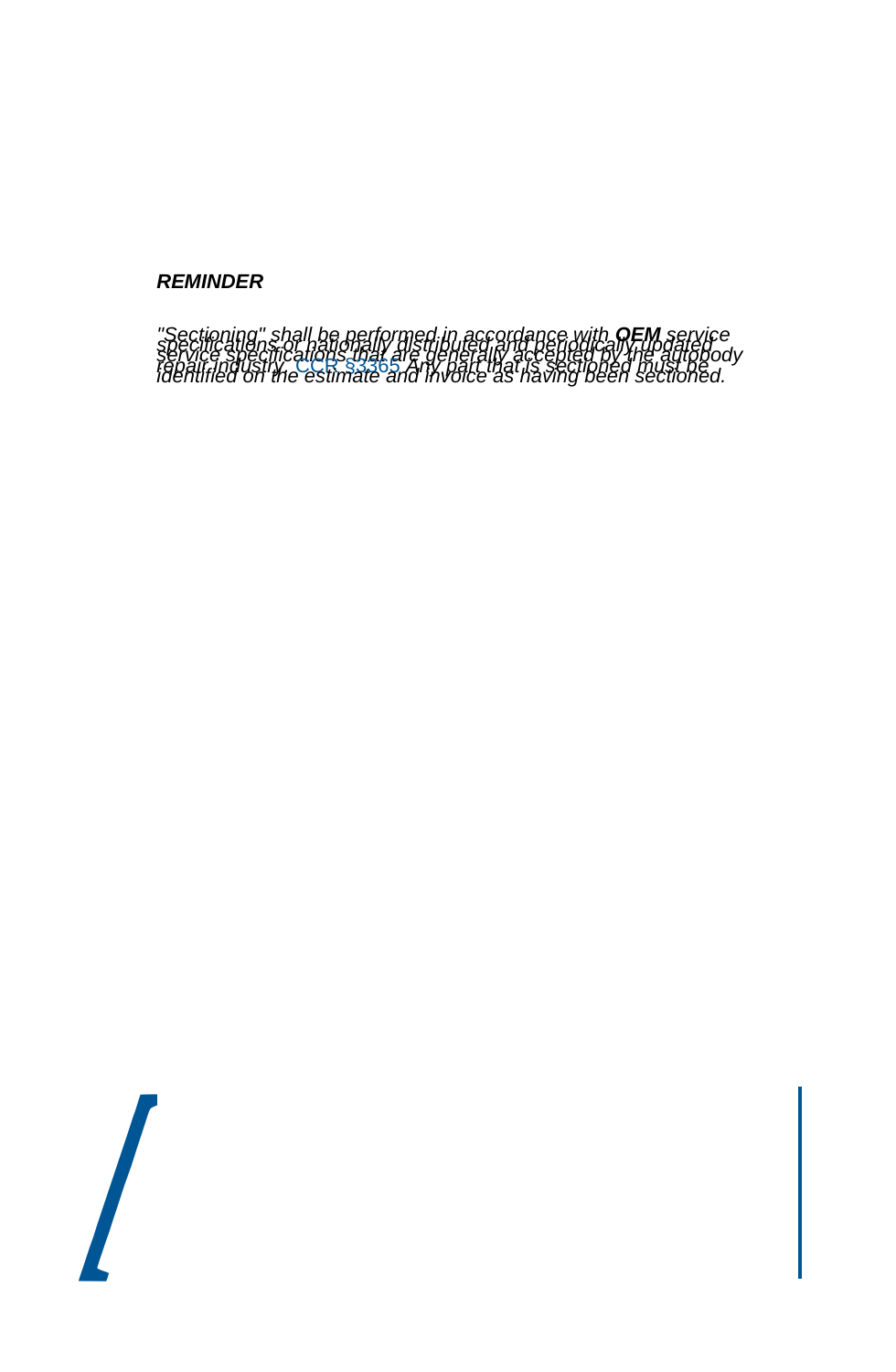***REMINDER***

*"Sectioning" shall be performed in accordance with **OEM** service specifications or nationally distributed and periodically updated service specifications that are generally accepted by the autobody repair industry. CCR §3365 Any part that is sectioned must be identified on the estimate and invoice as having been sectioned.*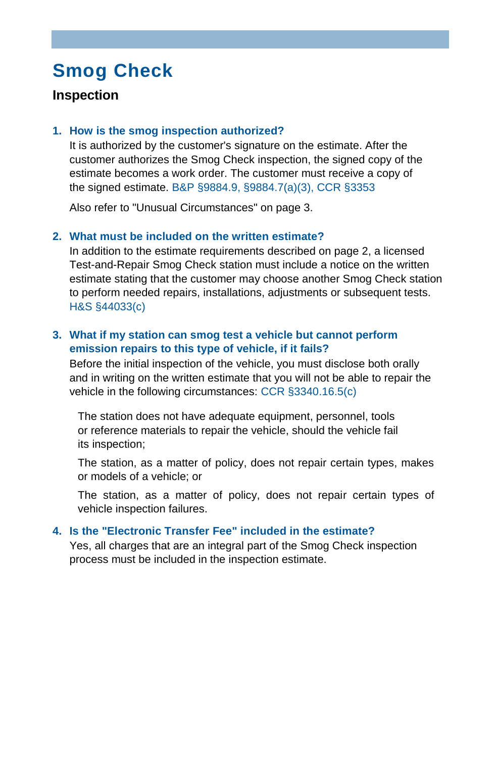# Smog Check

## Inspection

### 1. How is the smog inspection authorized?

It is authorized by the customer's signature on the estimate. After the customer authorizes the Smog Check inspection, the signed copy of the estimate becomes a work order. The customer must receive a copy of the signed estimate. B&P §9884.9, §9884.7(a)(3), CCR §3353

Also refer to "Unusual Circumstances" on page 3.

### 2. What must be included on the written estimate?

In addition to the estimate requirements described on page 2, a licensed Test-and-Repair Smog Check station must include a notice on the written estimate stating that the customer may choose another Smog Check station to perform needed repairs, installations, adjustments or subsequent tests. H&S §44033(c)

### 3. What if my station can smog test a vehicle but cannot perform emission repairs to this type of vehicle, if it fails?

Before the initial inspection of the vehicle, you must disclose both orally and in writing on the written estimate that you will not be able to repair the vehicle in the following circumstances: CCR §3340.16.5(c)

The station does not have adequate equipment, personnel, tools or reference materials to repair the vehicle, should the vehicle fail its inspection;

The station, as a matter of policy, does not repair certain types, makes or models of a vehicle; or

The station, as a matter of policy, does not repair certain types of vehicle inspection failures.

### 4. Is the "Electronic Transfer Fee" included in the estimate?

Yes, all charges that are an integral part of the Smog Check inspection process must be included in the inspection estimate.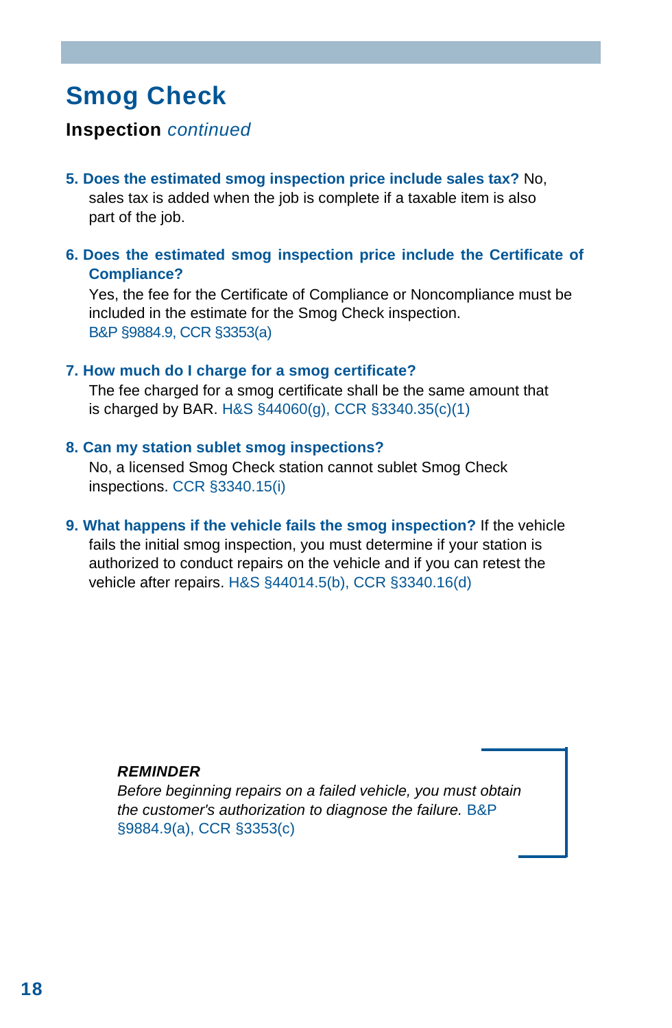# Smog Check

## Inspection *continued*

5. **Does the estimated smog inspection price include sales tax?** No, sales tax is added when the job is complete if a taxable item is also part of the job.

6. **Does the estimated smog inspection price include the Certificate of Compliance?**
   Yes, the fee for the Certificate of Compliance or Noncompliance must be included in the estimate for the Smog Check inspection.
   B&P §9884.9, CCR §3353(a)

7. **How much do I charge for a smog certificate?**
   The fee charged for a smog certificate shall be the same amount that is charged by BAR. H&S §44060(g), CCR §3340.35(c)(1)

8. **Can my station sublet smog inspections?**
   No, a licensed Smog Check station cannot sublet Smog Check inspections. CCR §3340.15(i)

9. **What happens if the vehicle fails the smog inspection?** If the vehicle fails the initial smog inspection, you must determine if your station is authorized to conduct repairs on the vehicle and if you can retest the vehicle after repairs. H&S §44014.5(b), CCR §3340.16(d)

> ***REMINDER***
> *Before beginning repairs on a failed vehicle, you must obtain the customer's authorization to diagnose the failure.* B&P §9884.9(a), CCR §3353(c)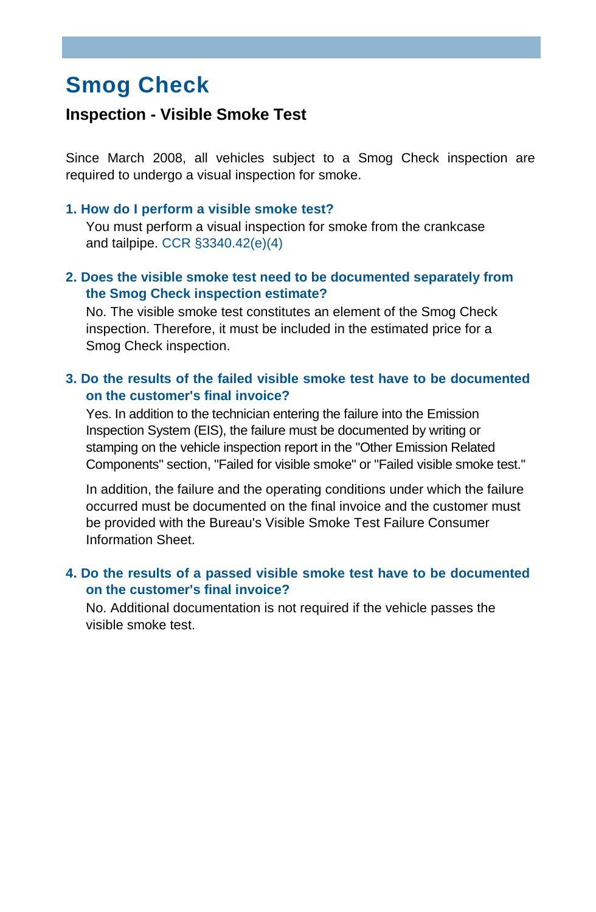# Smog Check

## Inspection - Visible Smoke Test

Since March 2008, all vehicles subject to a Smog Check inspection are required to undergo a visual inspection for smoke.

### 1. How do I perform a visible smoke test?

You must perform a visual inspection for smoke from the crankcase and tailpipe. CCR §3340.42(e)(4)

### 2. Does the visible smoke test need to be documented separately from the Smog Check inspection estimate?

No. The visible smoke test constitutes an element of the Smog Check inspection. Therefore, it must be included in the estimated price for a Smog Check inspection.

### 3. Do the results of the failed visible smoke test have to be documented on the customer's final invoice?

Yes. In addition to the technician entering the failure into the Emission Inspection System (EIS), the failure must be documented by writing or stamping on the vehicle inspection report in the "Other Emission Related Components" section, "Failed for visible smoke" or "Failed visible smoke test."

In addition, the failure and the operating conditions under which the failure occurred must be documented on the final invoice and the customer must be provided with the Bureau's Visible Smoke Test Failure Consumer Information Sheet.

### 4. Do the results of a passed visible smoke test have to be documented on the customer's final invoice?

No. Additional documentation is not required if the vehicle passes the visible smoke test.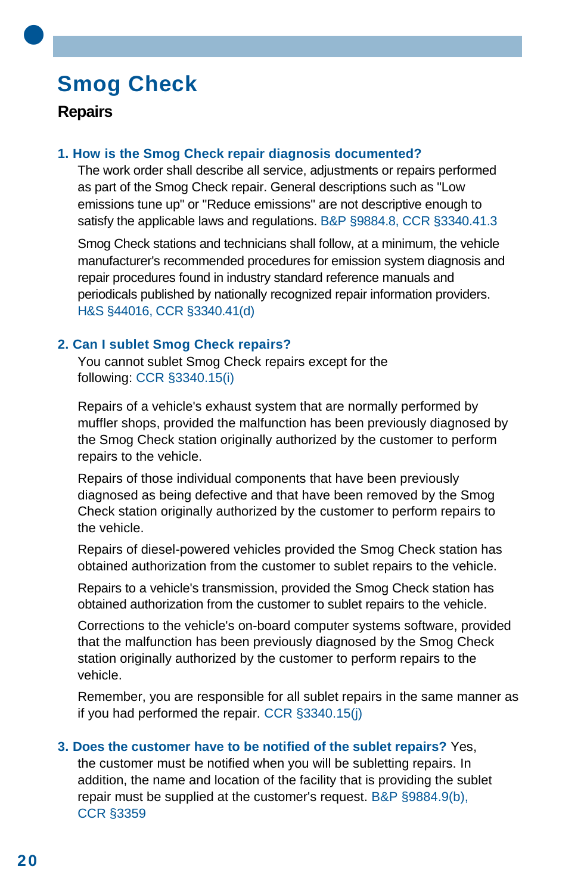# Smog Check

## Repairs

### 1. How is the Smog Check repair diagnosis documented?

The work order shall describe all service, adjustments or repairs performed as part of the Smog Check repair. General descriptions such as "Low emissions tune up" or "Reduce emissions" are not descriptive enough to satisfy the applicable laws and regulations. B&P §9884.8, CCR §3340.41.3

Smog Check stations and technicians shall follow, at a minimum, the vehicle manufacturer's recommended procedures for emission system diagnosis and repair procedures found in industry standard reference manuals and periodicals published by nationally recognized repair information providers. H&S §44016, CCR §3340.41(d)

### 2. Can I sublet Smog Check repairs?

You cannot sublet Smog Check repairs except for the following: CCR §3340.15(i)

Repairs of a vehicle's exhaust system that are normally performed by muffler shops, provided the malfunction has been previously diagnosed by the Smog Check station originally authorized by the customer to perform repairs to the vehicle.

Repairs of those individual components that have been previously diagnosed as being defective and that have been removed by the Smog Check station originally authorized by the customer to perform repairs to the vehicle.

Repairs of diesel-powered vehicles provided the Smog Check station has obtained authorization from the customer to sublet repairs to the vehicle.

Repairs to a vehicle's transmission, provided the Smog Check station has obtained authorization from the customer to sublet repairs to the vehicle.

Corrections to the vehicle's on-board computer systems software, provided that the malfunction has been previously diagnosed by the Smog Check station originally authorized by the customer to perform repairs to the vehicle.

Remember, you are responsible for all sublet repairs in the same manner as if you had performed the repair. CCR §3340.15(j)

### 3. Does the customer have to be notified of the sublet repairs?

Yes, the customer must be notified when you will be subletting repairs. In addition, the name and location of the facility that is providing the sublet repair must be supplied at the customer's request. B&P §9884.9(b), CCR §3359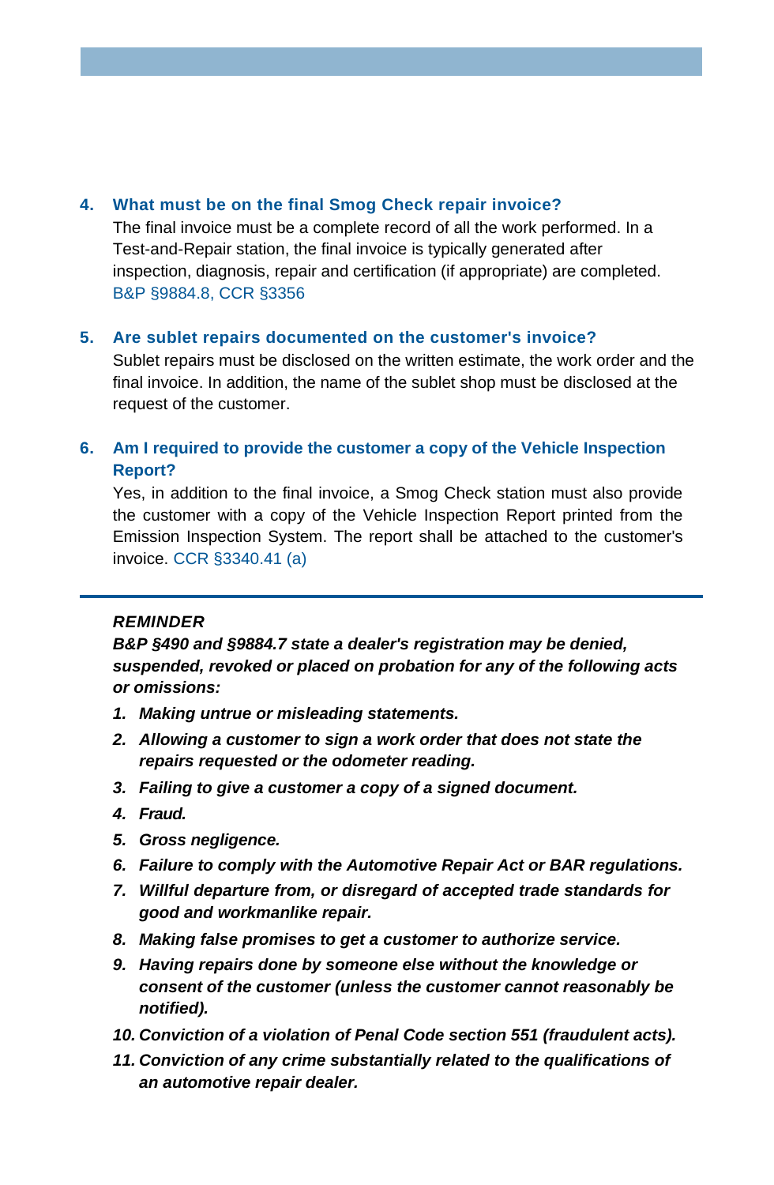4. **What must be on the final Smog Check repair invoice?**
   The final invoice must be a complete record of all the work performed. In a Test-and-Repair station, the final invoice is typically generated after inspection, diagnosis, repair and certification (if appropriate) are completed. B&P §9884.8, CCR §3356

5. **Are sublet repairs documented on the customer's invoice?**
   Sublet repairs must be disclosed on the written estimate, the work order and the final invoice. In addition, the name of the sublet shop must be disclosed at the request of the customer.

6. **Am I required to provide the customer a copy of the Vehicle Inspection Report?**
   Yes, in addition to the final invoice, a Smog Check station must also provide the customer with a copy of the Vehicle Inspection Report printed from the Emission Inspection System. The report shall be attached to the customer's invoice. CCR §3340.41 (a)

---

***REMINDER***

***B&P §490 and §9884.7 state a dealer's registration may be denied, suspended, revoked or placed on probation for any of the following acts or omissions:***

1. ***Making untrue or misleading statements.***
2. ***Allowing a customer to sign a work order that does not state the repairs requested or the odometer reading.***
3. ***Failing to give a customer a copy of a signed document.***
4. ***Fraud.***
5. ***Gross negligence.***
6. ***Failure to comply with the Automotive Repair Act or BAR regulations.***
7. ***Willful departure from, or disregard of accepted trade standards for good and workmanlike repair.***
8. ***Making false promises to get a customer to authorize service.***
9. ***Having repairs done by someone else without the knowledge or consent of the customer (unless the customer cannot reasonably be notified).***
10. ***Conviction of a violation of Penal Code section 551 (fraudulent acts).***
11. ***Conviction of any crime substantially related to the qualifications of an automotive repair dealer.***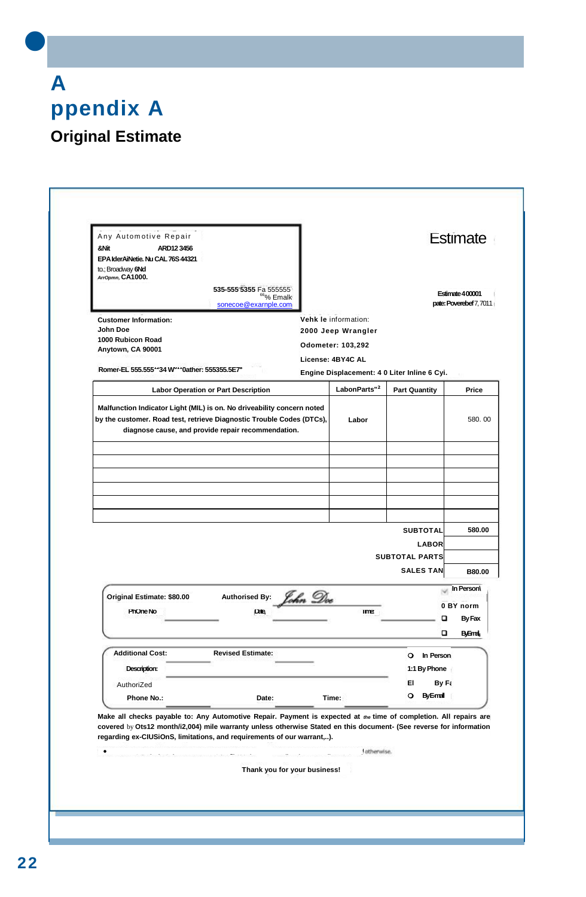# Appendix A

## Original Estimate

Any Automotive Repair
&Nit ARD12 3456
EPA IderAiNetie. Nu CAL 76S 44321
to.; Broadway 6Nd
ArrOpmn, CA1000.

535-555'5355 Fa 555555
%Emalk
sonecoe@exarnple.com

# Estimate

Estimate 400001
pate: Poverebef 7, 7011

**Customer Information:**
**John Doe**
**1000 Rubicon Road**
**Anytown, CA 90001**

**Romer-EL 555.555'"34 W"'0ather: 555355.5E7"**

**Vehk le** information:
**2000 Jeep Wrangler**
**Odometer: 103,292**
**License: 4BY4C AL**
**Engine Displacement: 4 0 Liter Inline 6 Cyi.**

| Labor Operation or Part Description | LabonParts"2 | Part Quantity | Price |
|---|---|---|---|
| Malfunction Indicator Light (MIL) is on. No driveability concern noted by the customer. Road test, retrieve Diagnostic Trouble Codes (DTCs), diagnose cause, and provide repair recommendation. | Labor | | 580. 00 |
| | | | |
| | | | |
| | | | |
| | | | |
| | | | |
| | | | |

| | |
|---|---|
| SUBTOTAL | 580.00 |
| LABOR | |
| SUBTOTAL PARTS | |
| SALES TAN | B80.00 |

**Original Estimate: $80.00** **Authorised By:** *John Doe*
PhOne No ______ Date ______ ime ______
In Person
0 BY norm
By Fax
ByEmal

**Additional Cost:** ______ **Revised Estimate:** ______
**Description:** ______
AuthoriZed
**Phone No.:** ______ **Date:** ______ **Time:** ______
In Person
1:1 By Phone
El By Fa
ByEmail

**Make all checks payable to: Any Automotive Repair. Payment is expected at** *the* **time of completion. All repairs are covered** by **Ots12 month/i2,004) mile warranty unless otherwise Stated en this document- (See reverse for information regarding ex-ClUSiOnS, limitations, and requirements of our warrant,..).**

• otherwise.

**Thank you for your business!**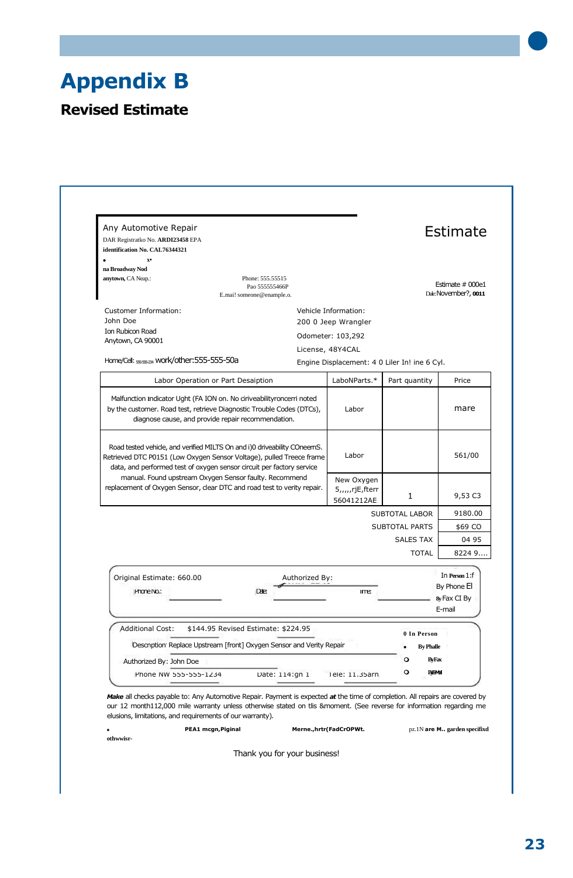# Appendix B

## Revised Estimate

Any Automotive Repair

DAR Registratko No. **ARDI23458** EPA

**identification No. CAL76344321**

• x•

**na Broadway Nod**

**anytown,** CA Neap.:

Phone: 555.55515
Pao 555555466P
E.mai! someone@enample.o.

# Estimate

Estimate # 000e1
Dale: November?, **0011**

Customer Information:
John Doe
Ion Rubicon Road
Anytown, CA 90001

Home/Cell: 555-555-234 work/other:555-555-50a

Vehicle Information:
200 0 Jeep Wrangler
Odometer: 103,292
License, 48Y4CAL
Engine Displacement: 4 0 Liler In! ine 6 Cyl.

| Labor Operation or Part Desaiption | LaboNParts.* | Part quantity | Price |
|---|---|---|---|
| Malfunction Indicator Ught (FA ION on. No ciriveabilityroncerri noted by the customer. Road test, retrieve Diagnostic Trouble Codes (DTCs), diagnose cause, and provide repair recommendation. | Labor | | mare |
| Road tested vehicle, and verified MILTS On and i)0 driveability COneemS. Retrieved DTC P0151 (Low Oxygen Sensor Voltage), pulled Treece frame data, and performed test of oxygen sensor circuit per factory service manual. Found upstream Oxygen Sensor faulty. Recommend replacement of Oxygen Sensor, clear DTC and road test to verity repair. | Labor | | 561/00 |
| | New Oxygen 5,,,,,rjE,fterr 56041212AE | 1 | 9,53 C3 |
| | | SUBTOTAL LABOR | 9180.00 |
| | | SUBTOTAL PARTS | $69 CO |
| | | SALES TAX | 04 95 |
| | | TOTAL | 8224 9.... |

Original Estimate: 660.00 Authorized By:

Phone No.: Date: Time:

In Person 1:f
By Phone El
By Fax CI By
E-mail

Additional Cost: $144.95 Revised Estimate: $224.95

Descnption: Replace Upstream [front] Oxygen Sensor and Verity Repair

Authorized By: John Doe

Phone NW 555-555-1234 Date: 114:gn 1 Tele: 11.35arn

0 In Person
• By Phalle
○ ByFax
○ ByEMail

***Make*** all checks payable to: Any Automotive Repair. Payment is expected ***at*** the time of completion. All repairs are covered by our 12 month112,000 mile warranty unless otherwise stated on tlis &moment. (See reverse for information regarding me elusions, limitations, and requirements of our warranty).

• **PEA1 mcgn,Piginal** **Merne.,hrtr(FadCrOPWt.** pz.1N **are M.. garden specifixd**

**othwwisr-**

Thank you for your business!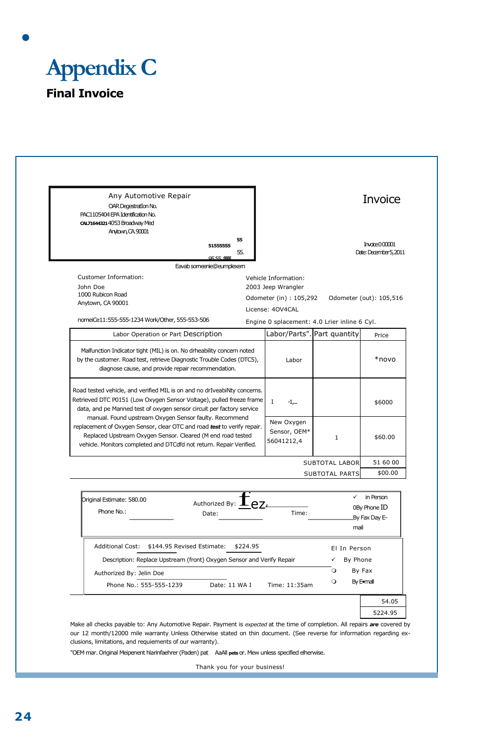# Appendix C

## Final Invoice

Any Automotive Repair
OAR Degestration No.
PAC1105404 EPA Identification No.
CAL71644321 4053 Broadway Med
Anytown, CA 90001

51555555 55
55.
95 55 ffffff
Eavab someenie@eumplexem

**Invoice**

Invoice 000001
Date: December 5, 2011

Customer Information:
John Doe
1000 Rubicon Road
Anytown, CA 90001

nomeiCe11:555-555-1234 Work/Other, 555-553-506

Vehicle Information:
2003 Jeep Wrangler
Odometer (in) : 105,292 Odometer (out): 105,516
License: 4OV4CAL
Engine 0 splacement: 4.0 Lrier inline 6 Cyl.

| Labor Operation or Part Description | Labor/Parts". | Part quantity | Price |
|---|---|---|---|
| Malfunction Indicator tight (MIL) is on. No drheability concern noted by the customer. Road test, retrieve Diagnostic Trouble Codes (DTC5), diagnose cause, and provide repair recommendation. | Labor | | *novo |
| Road tested vehicle, and verified MIL is on and no drIveabiNty concerns. Retrieved DTC P0151 (Low Oxygen Sensor Voltage), pulled freeze frame data, and pe Manned test of oxygen sensor circuit per factory service manual. Found upstream Oxygen Sensor faulty. Recommend replacement of Oxygen Sensor, clear OTC and road ***test*** to verify repair. Replaced Upstream Oxygen Sensor. Cleared (M end road tested vehicle. Monitors completed and DTCdfd not return. Repair Verified. | I -1,.. | | $6000 |
| | New Oxygen Sensor, OEM* 56041212,4 | 1 | $60.00 |
| | | SUBTOTAL LABOR | 51 60 00 |
| | | SUBTOTAL PARTS | $00.00 |

Original Estimate: 580.00 Authorized By: fez
Phone No.: Date: Time:

✓ in Person
0By Phone ID
By Fax Day E-mail

Additional Cost: $144.95 Revised Estimate: $224.95
Description: Replace Upstream (front) Oxygen Sensor and Verify Repair
Authorized By: Jelin Doe
Phone No.: 555-555-1239 Date: 11 WA I Time: 11:35am

El In Person
✓ By Phone
❍ By Fax
❍ By E-mail

54.05
5224.95

Make all checks payable to: Any Automotive Repair. Payment is *expected* at the time of completion. All repairs ***are*** covered by our 12 month/12000 mile warranty Unless Otherwise stated on thin document. (See reverse for information regarding ex-clusions, limitations, and requirements of our warranty).

"OEM mar. Original Meipenent hlarinfaehrer (Paden) pat AaAll pets or. Mew unless specified elherwise.

Thank you for your business!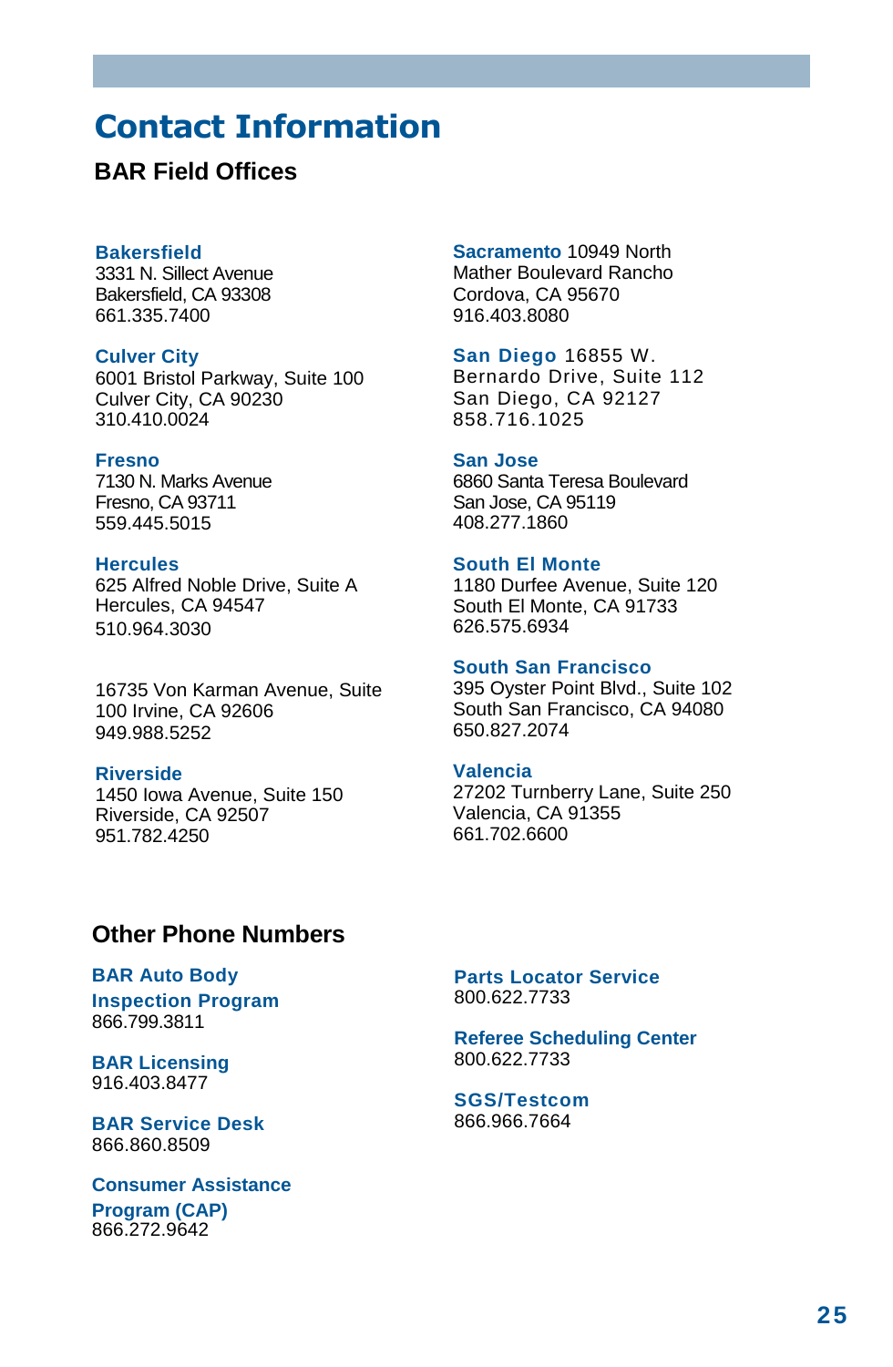# Contact Information

## BAR Field Offices

**Bakersfield**
3331 N. Sillect Avenue
Bakersfield, CA 93308
661.335.7400

**Culver City**
6001 Bristol Parkway, Suite 100
Culver City, CA 90230
310.410.0024

**Fresno**
7130 N. Marks Avenue
Fresno, CA 93711
559.445.5015

**Hercules**
625 Alfred Noble Drive, Suite A
Hercules, CA 94547
510.964.3030

16735 Von Karman Avenue, Suite
100 Irvine, CA 92606
949.988.5252

**Riverside**
1450 Iowa Avenue, Suite 150
Riverside, CA 92507
951.782.4250

**Sacramento** 10949 North
Mather Boulevard Rancho
Cordova, CA 95670
916.403.8080

**San Diego** 16855 W.
Bernardo Drive, Suite 112
San Diego, CA 92127
858.716.1025

**San Jose**
6860 Santa Teresa Boulevard
San Jose, CA 95119
408.277.1860

**South El Monte**
1180 Durfee Avenue, Suite 120
South El Monte, CA 91733
626.575.6934

**South San Francisco**
395 Oyster Point Blvd., Suite 102
South San Francisco, CA 94080
650.827.2074

**Valencia**
27202 Turnberry Lane, Suite 250
Valencia, CA 91355
661.702.6600

## Other Phone Numbers

**BAR Auto Body Inspection Program**
866.799.3811

**BAR Licensing**
916.403.8477

**BAR Service Desk**
866.860.8509

**Consumer Assistance Program (CAP)**
866.272.9642

**Parts Locator Service**
800.622.7733

**Referee Scheduling Center**
800.622.7733

**SGS/Testcom**
866.966.7664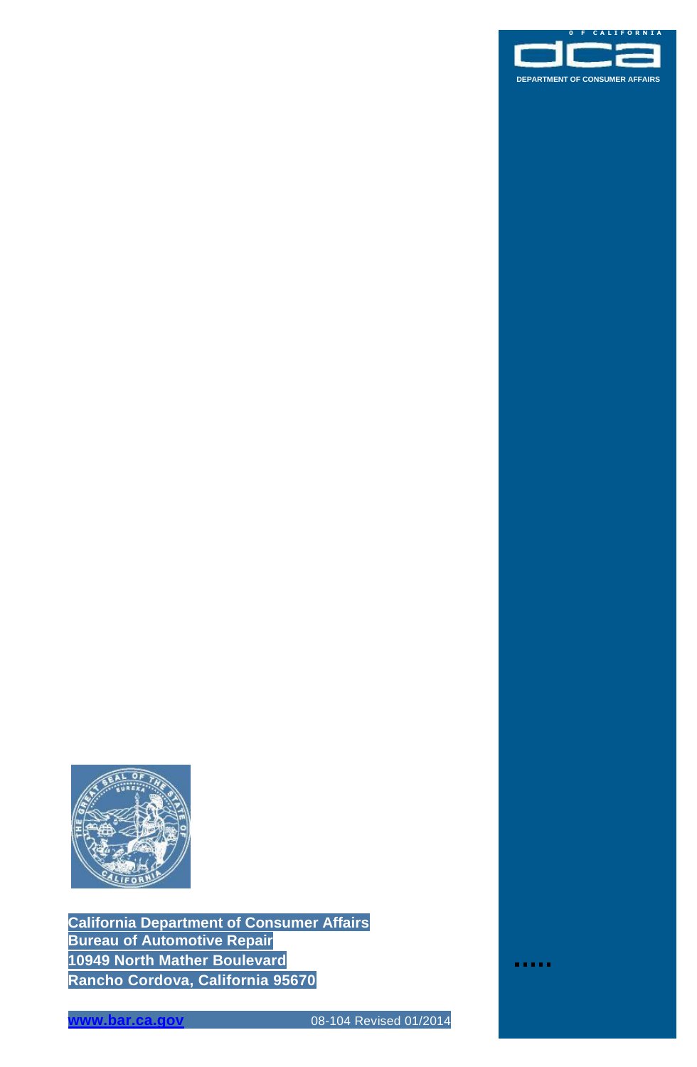OF CALIFORNIA

dca

DEPARTMENT OF CONSUMER AFFAIRS

**California Department of Consumer Affairs**
**Bureau of Automotive Repair**
**10949 North Mather Boulevard**
**Rancho Cordova, California 95670**

[www.bar.ca.gov](http://www.bar.ca.gov) 08-104 Revised 01/2014